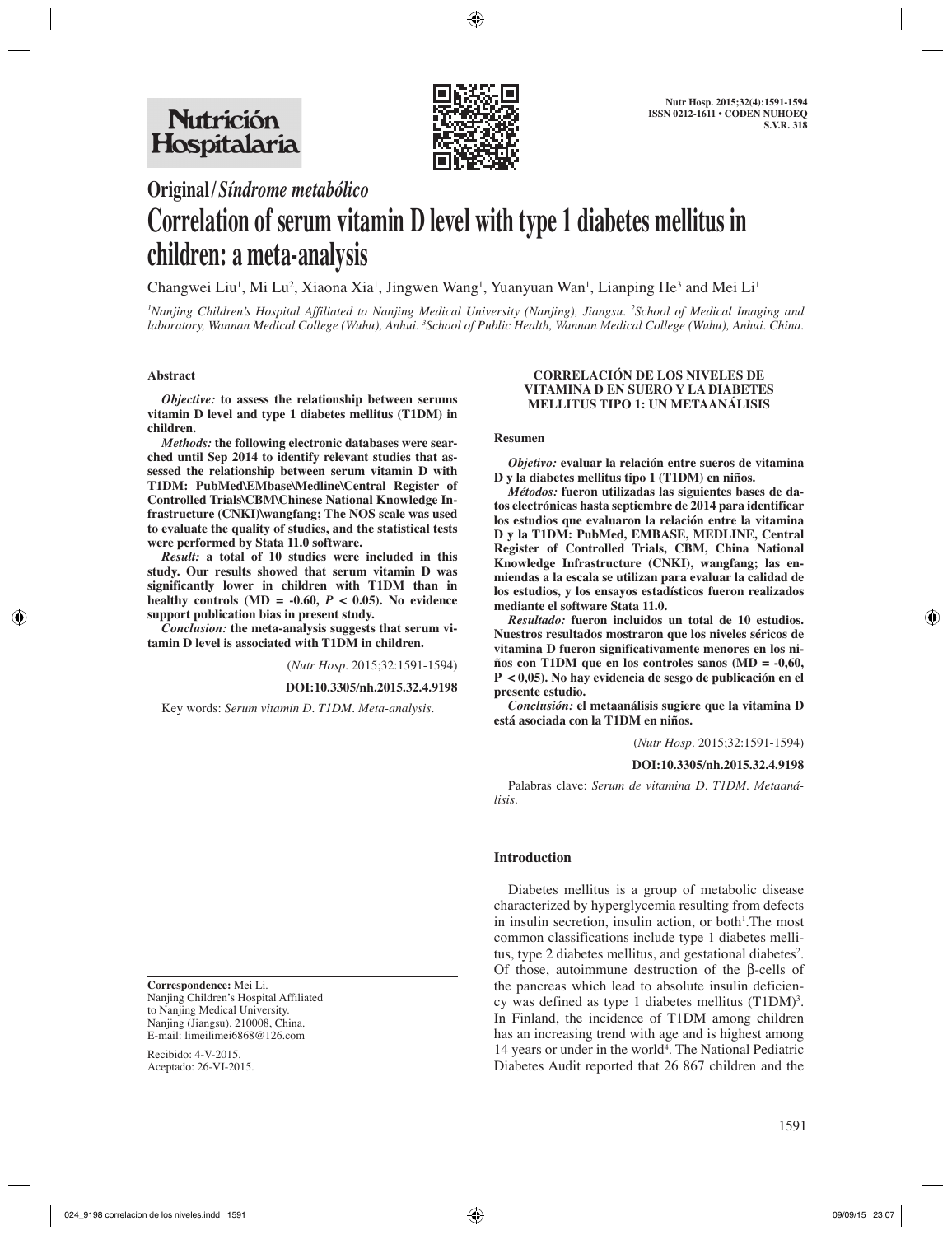**Original / *Síndrome metabólico***

# Correlation of serum vitamin D level with type 1 diabetes mellitus in children: a meta-analysis

Changwei Liu[1], Mi Lu[2], Xiaona Xia[1], Jingwen Wang[1], Yuanyuan Wan[1], Lianping He[3] and Mei Li[1]

*[1]Nanjing Children's Hospital Affiliated to Nanjing Medical University (Nanjing), Jiangsu. [2]School of Medical Imaging and laboratory, Wannan Medical College (Wuhu), Anhui. [3]School of Public Health, Wannan Medical College (Wuhu), Anhui. China.*

## Abstract

***Objective:*** **to assess the relationship between serums vitamin D level and type 1 diabetes mellitus (T1DM) in children.**

***Methods:*** **the following electronic databases were searched until Sep 2014 to identify relevant studies that assessed the relationship between serum vitamin D with T1DM: PubMed\EMbase\Medline\Central Register of Controlled Trials\CBM\Chinese National Knowledge Infrastructure (CNKI)\wangfang; The NOS scale was used to evaluate the quality of studies, and the statistical tests were performed by Stata 11.0 software.**

***Result:*** **a total of 10 studies were included in this study. Our results showed that serum vitamin D was significantly lower in children with T1DM than in healthy controls (MD = -0.60, $P < 0.05$). No evidence support publication bias in present study.**

***Conclusion:*** **the meta-analysis suggests that serum vitamin D level is associated with T1DM in children.**

(*Nutr Hosp.* 2015;32:1591-1594)

**DOI:10.3305/nh.2015.32.4.9198**

Key words: *Serum vitamin D. T1DM. Meta-analysis.*

## CORRELACIÓN DE LOS NIVELES DE VITAMINA D EN SUERO Y LA DIABETES MELLITUS TIPO 1: UN METAANÁLISIS

### Resumen

***Objetivo:*** **evaluar la relación entre sueros de vitamina D y la diabetes mellitus tipo 1 (T1DM) en niños.**

***Métodos:*** **fueron utilizadas las siguientes bases de datos electrónicas hasta septiembre de 2014 para identificar los estudios que evaluaron la relación entre la vitamina D y la T1DM: PubMed, EMBASE, MEDLINE, Central Register of Controlled Trials, CBM, China National Knowledge Infrastructure (CNKI), wangfang; las enmiendas a la escala se utilizan para evaluar la calidad de los estudios, y los ensayos estadísticos fueron realizados mediante el software Stata 11.0.**

***Resultado:*** **fueron incluidos un total de 10 estudios. Nuestros resultados mostraron que los niveles séricos de vitamina D fueron significativamente menores en los niños con T1DM que en los controles sanos (MD = -0,60, $P < 0,05$). No hay evidencia de sesgo de publicación en el presente estudio.**

***Conclusión:*** **el metaanálisis sugiere que la vitamina D está asociada con la T1DM en niños.**

(*Nutr Hosp.* 2015;32:1591-1594)

**DOI:10.3305/nh.2015.32.4.9198**

Palabras clave: *Serum de vitamina D. T1DM. Metaanálisis.*

## Introduction

Diabetes mellitus is a group of metabolic disease characterized by hyperglycemia resulting from defects in insulin secretion, insulin action, or both[1].The most common classifications include type 1 diabetes mellitus, type 2 diabetes mellitus, and gestational diabetes[2]. Of those, autoimmune destruction of the β-cells of the pancreas which lead to absolute insulin deficiency was defined as type 1 diabetes mellitus (T1DM)[3]. In Finland, the incidence of T1DM among children has an increasing trend with age and is highest among 14 years or under in the world[4]. The National Pediatric Diabetes Audit reported that 26 867 children and the

**Correspondence:** Mei Li.
Nanjing Children's Hospital Affiliated to Nanjing Medical University.
Nanjing (Jiangsu), 210008, China.
E-mail: limeilimei6868@126.com

Recibido: 4-V-2015.
Aceptado: 26-VI-2015.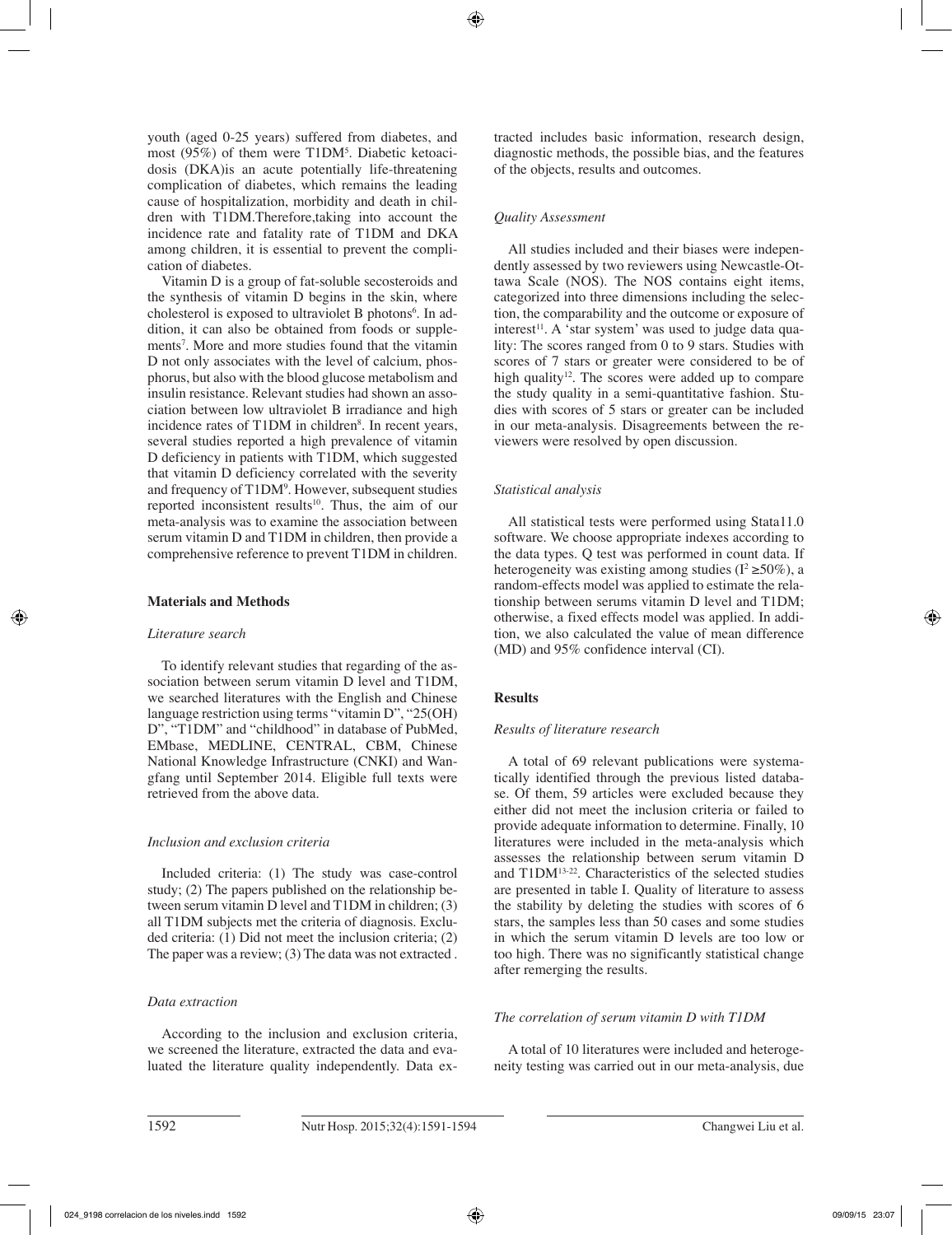youth (aged 0-25 years) suffered from diabetes, and most (95%) of them were T1DM[5]. Diabetic ketoacidosis (DKA)is an acute potentially life-threatening complication of diabetes, which remains the leading cause of hospitalization, morbidity and death in children with T1DM.Therefore,taking into account the incidence rate and fatality rate of T1DM and DKA among children, it is essential to prevent the complication of diabetes.

Vitamin D is a group of fat-soluble secosteroids and the synthesis of vitamin D begins in the skin, where cholesterol is exposed to ultraviolet B photons[6]. In addition, it can also be obtained from foods or supplements[7]. More and more studies found that the vitamin D not only associates with the level of calcium, phosphorus, but also with the blood glucose metabolism and insulin resistance. Relevant studies had shown an association between low ultraviolet B irradiance and high incidence rates of T1DM in children[8]. In recent years, several studies reported a high prevalence of vitamin D deficiency in patients with T1DM, which suggested that vitamin D deficiency correlated with the severity and frequency of T1DM[9]. However, subsequent studies reported inconsistent results[10]. Thus, the aim of our meta-analysis was to examine the association between serum vitamin D and T1DM in children, then provide a comprehensive reference to prevent T1DM in children.

## Materials and Methods

### *Literature search*

To identify relevant studies that regarding of the association between serum vitamin D level and T1DM, we searched literatures with the English and Chinese language restriction using terms "vitamin D", "25(OH) D", "T1DM" and "childhood" in database of PubMed, EMbase, MEDLINE, CENTRAL, CBM, Chinese National Knowledge Infrastructure (CNKI) and Wangfang until September 2014. Eligible full texts were retrieved from the above data.

### *Inclusion and exclusion criteria*

Included criteria: (1) The study was case-control study; (2) The papers published on the relationship between serum vitamin D level and T1DM in children; (3) all T1DM subjects met the criteria of diagnosis. Excluded criteria: (1) Did not meet the inclusion criteria; (2) The paper was a review; (3) The data was not extracted .

### *Data extraction*

According to the inclusion and exclusion criteria, we screened the literature, extracted the data and evaluated the literature quality independently. Data extracted includes basic information, research design, diagnostic methods, the possible bias, and the features of the objects, results and outcomes.

### *Quality Assessment*

All studies included and their biases were independently assessed by two reviewers using Newcastle-Ottawa Scale (NOS). The NOS contains eight items, categorized into three dimensions including the selection, the comparability and the outcome or exposure of interest[11]. A 'star system' was used to judge data quality: The scores ranged from 0 to 9 stars. Studies with scores of 7 stars or greater were considered to be of high quality[12]. The scores were added up to compare the study quality in a semi-quantitative fashion. Studies with scores of 5 stars or greater can be included in our meta-analysis. Disagreements between the reviewers were resolved by open discussion.

### *Statistical analysis*

All statistical tests were performed using Stata11.0 software. We choose appropriate indexes according to the data types. Q test was performed in count data. If heterogeneity was existing among studies ($I^2 \geq 50\%$), a random-effects model was applied to estimate the relationship between serums vitamin D level and T1DM; otherwise, a fixed effects model was applied. In addition, we also calculated the value of mean difference (MD) and 95% confidence interval (CI).

## Results

### *Results of literature research*

A total of 69 relevant publications were systematically identified through the previous listed database. Of them, 59 articles were excluded because they either did not meet the inclusion criteria or failed to provide adequate information to determine. Finally, 10 literatures were included in the meta-analysis which assesses the relationship between serum vitamin D and T1DM[13-22]. Characteristics of the selected studies are presented in table I. Quality of literature to assess the stability by deleting the studies with scores of 6 stars, the samples less than 50 cases and some studies in which the serum vitamin D levels are too low or too high. There was no significantly statistical change after remerging the results.

### *The correlation of serum vitamin D with T1DM*

A total of 10 literatures were included and heterogeneity testing was carried out in our meta-analysis, due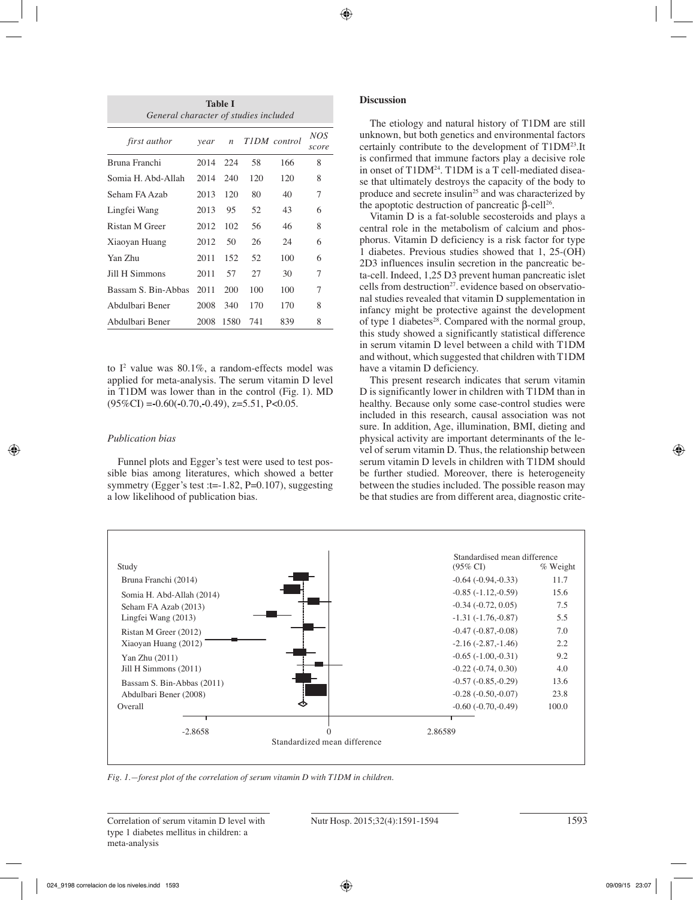**Table I**
*General character of studies included*

| *first author* | *year* | *n* | *T1DM* | *control* | *NOS score* |
|---|---|---|---|---|---|
| Bruna Franchi | 2014 | 224 | 58 | 166 | 8 |
| Somia H. Abd-Allah | 2014 | 240 | 120 | 120 | 8 |
| Seham FA Azab | 2013 | 120 | 80 | 40 | 7 |
| Lingfei Wang | 2013 | 95 | 52 | 43 | 6 |
| Ristan M Greer | 2012 | 102 | 56 | 46 | 8 |
| Xiaoyan Huang | 2012 | 50 | 26 | 24 | 6 |
| Yan Zhu | 2011 | 152 | 52 | 100 | 6 |
| Jill H Simmons | 2011 | 57 | 27 | 30 | 7 |
| Bassam S. Bin-Abbas | 2011 | 200 | 100 | 100 | 7 |
| Abdulbari Bener | 2008 | 340 | 170 | 170 | 8 |
| Abdulbari Bener | 2008 | 1580 | 741 | 839 | 8 |

to $I^2$ value was 80.1%, a random-effects model was applied for meta-analysis. The serum vitamin D level in T1DM was lower than in the control (Fig. 1). MD (95%CI) =-0.60(-0.70,-0.49), z=5.51, P<0.05.

*Publication bias*

Funnel plots and Egger's test were used to test possible bias among literatures, which showed a better symmetry (Egger's test :t=-1.82, P=0.107), suggesting a low likelihood of publication bias.

**Discussion**

The etiology and natural history of T1DM are still unknown, but both genetics and environmental factors certainly contribute to the development of T1DM[23].It is confirmed that immune factors play a decisive role in onset of T1DM[24]. T1DM is a T cell-mediated disease that ultimately destroys the capacity of the body to produce and secrete insulin[25] and was characterized by the apoptotic destruction of pancreatic β-cell[26].

Vitamin D is a fat-soluble secosteroids and plays a central role in the metabolism of calcium and phosphorus. Vitamin D deficiency is a risk factor for type 1 diabetes. Previous studies showed that 1, 25-(OH) 2D3 influences insulin secretion in the pancreatic beta-cell. Indeed, 1,25 D3 prevent human pancreatic islet cells from destruction[27]. evidence based on observational studies revealed that vitamin D supplementation in infancy might be protective against the development of type 1 diabetes[28]. Compared with the normal group, this study showed a significantly statistical difference in serum vitamin D level between a child with T1DM and without, which suggested that children with T1DM have a vitamin D deficiency.

This present research indicates that serum vitamin D is significantly lower in children with T1DM than in healthy. Because only some case-control studies were included in this research, causal association was not sure. In addition, Age, illumination, BMI, dieting and physical activity are important determinants of the level of serum vitamin D. Thus, the relationship between serum vitamin D levels in children with T1DM should be further studied. Moreover, there is heterogeneity between the studies included. The possible reason may be that studies are from different area, diagnostic crite-

| Study | Standardised mean difference (95% CI) | % Weight |
|---|---|---|
| Bruna Franchi (2014) | -0.64 (-0.94,-0.33) | 11.7 |
| Somia H. Abd-Allah (2014) | -0.85 (-1.12,-0.59) | 15.6 |
| Seham FA Azab (2013) | -0.34 (-0.72, 0.05) | 7.5 |
| Lingfei Wang (2013) | -1.31 (-1.76,-0.87) | 5.5 |
| Ristan M Greer (2012) | -0.47 (-0.87,-0.08) | 7.0 |
| Xiaoyan Huang (2012) | -2.16 (-2.87,-1.46) | 2.2 |
| Yan Zhu (2011) | -0.65 (-1.00,-0.31) | 9.2 |
| Jill H Simmons (2011) | -0.22 (-0.74, 0.30) | 4.0 |
| Bassam S. Bin-Abbas (2011) | -0.57 (-0.85,-0.29) | 13.6 |
| Abdulbari Bener (2008) | -0.28 (-0.50,-0.07) | 23.8 |
| Overall | -0.60 (-0.70,-0.49) | 100.0 |

-2.8658 0 2.86589

Standardized mean difference

*Fig. 1.—forest plot of the correlation of serum vitamin D with T1DM in children.*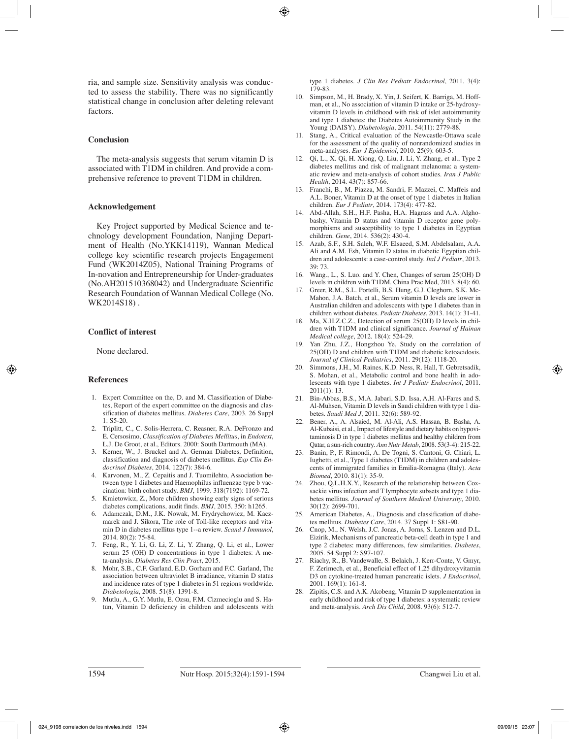ria, and sample size. Sensitivity analysis was conducted to assess the stability. There was no significantly statistical change in conclusion after deleting relevant factors.

## Conclusion

The meta-analysis suggests that serum vitamin D is associated with T1DM in children. And provide a comprehensive reference to prevent T1DM in children.

## Acknowledgement

Key Project supported by Medical Science and technology development Foundation, Nanjing Department of Health (No.YKK14119), Wannan Medical college key scientific research projects Engagement Fund (WK2014Z05), National Training Programs of In-novation and Entrepreneurship for Under-graduates (No.AH201510368042) and Undergraduate Scientific Research Foundation of Wannan Medical College (No. WK2014S18) .

## Conflict of interest

None declared.

## References

1. Expert Committee on the, D. and M. Classification of Diabetes, Report of the expert committee on the diagnosis and classification of diabetes mellitus. *Diabetes Care*, 2003. 26 Suppl 1: S5-20.
2. Triplitt, C., C. Solis-Herrera, C. Reasner, R.A. DeFronzo and E. Cersosimo, *Classification of Diabetes Mellitus*, in *Endotext*, L.J. De Groot, et al., Editors. 2000: South Dartmouth (MA).
3. Kerner, W., J. Bruckel and A. German Diabetes, Definition, classification and diagnosis of diabetes mellitus. *Exp Clin Endocrinol Diabetes*, 2014. 122(7): 384-6.
4. Karvonen, M., Z. Cepaitis and J. Tuomilehto, Association between type 1 diabetes and Haemophilus influenzae type b vaccination: birth cohort study. *BMJ*, 1999. 318(7192): 1169-72.
5. Kmietowicz, Z., More children showing early signs of serious diabetes complications, audit finds. *BMJ*, 2015. 350: h1265.
6. Adamczak, D.M., J.K. Nowak, M. Frydrychowicz, M. Kaczmarek and J. Sikora, The role of Toll-like receptors and vitamin D in diabetes mellitus type 1--a review. *Scand J Immunol*, 2014. 80(2): 75-84.
7. Feng, R., Y. Li, G. Li, Z. Li, Y. Zhang, Q. Li, et al., Lower serum 25 (OH) D concentrations in type 1 diabetes: A meta-analysis. *Diabetes Res Clin Pract*, 2015.
8. Mohr, S.B., C.F. Garland, E.D. Gorham and F.C. Garland, The association between ultraviolet B irradiance, vitamin D status and incidence rates of type 1 diabetes in 51 regions worldwide. *Diabetologia*, 2008. 51(8): 1391-8.
9. Mutlu, A., G.Y. Mutlu, E. Ozsu, F.M. Cizmecioglu and S. Hatun, Vitamin D deficiency in children and adolescents with type 1 diabetes. *J Clin Res Pediatr Endocrinol*, 2011. 3(4): 179-83.
10. Simpson, M., H. Brady, X. Yin, J. Seifert, K. Barriga, M. Hoffman, et al., No association of vitamin D intake or 25-hydroxyvitamin D levels in childhood with risk of islet autoimmunity and type 1 diabetes: the Diabetes Autoimmunity Study in the Young (DAISY). *Diabetologia*, 2011. 54(11): 2779-88.
11. Stang, A., Critical evaluation of the Newcastle-Ottawa scale for the assessment of the quality of nonrandomized studies in meta-analyses. *Eur J Epidemiol*, 2010. 25(9): 603-5.
12. Qi, L., X. Qi, H. Xiong, Q. Liu, J. Li, Y. Zhang, et al., Type 2 diabetes mellitus and risk of malignant melanoma: a systematic review and meta-analysis of cohort studies. *Iran J Public Health*, 2014. 43(7): 857-66.
13. Franchi, B., M. Piazza, M. Sandri, F. Mazzei, C. Maffeis and A.L. Boner, Vitamin D at the onset of type 1 diabetes in Italian children. *Eur J Pediatr*, 2014. 173(4): 477-82.
14. Abd-Allah, S.H., H.F. Pasha, H.A. Hagrass and A.A. Alghobashy, Vitamin D status and vitamin D receptor gene polymorphisms and susceptibility to type 1 diabetes in Egyptian children. *Gene*, 2014. 536(2): 430-4.
15. Azab, S.F., S.H. Saleh, W.F. Elsaeed, S.M. Abdelsalam, A.A. Ali and A.M. Esh, Vitamin D status in diabetic Egyptian children and adolescents: a case-control study. *Ital J Pediatr*, 2013. 39: 73.
16. Wang., L., S. Luo. and Y. Chen, Changes of serum 25(OH) D levels in children with T1DM. China Prac Med, 2013. 8(4): 60.
17. Greer, R.M., S.L. Portelli, B.S. Hung, G.J. Cleghorn, S.K. McMahon, J.A. Batch, et al., Serum vitamin D levels are lower in Australian children and adolescents with type 1 diabetes than in children without diabetes. *Pediatr Diabetes*, 2013. 14(1): 31-41.
18. Ma, X.H.Z.C.Z., Detection of serum 25(OH) D levels in children with T1DM and clinical significance. *Journal of Hainan Medical college*, 2012. 18(4): 524-29.
19. Yan Zhu, J.Z., Hongzhou Ye, Study on the correlation of 25(OH) D and children with T1DM and diabetic ketoacidosis. *Journal of Clinical Pediatrics*, 2011. 29(12): 1118-20.
20. Simmons, J.H., M. Raines, K.D. Ness, R. Hall, T. Gebretsadik, S. Mohan, et al., Metabolic control and bone health in adolescents with type 1 diabetes. *Int J Pediatr Endocrinol*, 2011. 2011(1): 13.
21. Bin-Abbas, B.S., M.A. Jabari, S.D. Issa, A.H. Al-Fares and S. Al-Muhsen, Vitamin D levels in Saudi children with type 1 diabetes. *Saudi Med J*, 2011. 32(6): 589-92.
22. Bener, A., A. Alsaied, M. Al-Ali, A.S. Hassan, B. Basha, A. Al-Kubaisi, et al., Impact of lifestyle and dietary habits on hypovitaminosis D in type 1 diabetes mellitus and healthy children from Qatar, a sun-rich country. *Ann Nutr Metab*, 2008. 53(3-4): 215-22.
23. Banin, P., F. Rimondi, A. De Togni, S. Cantoni, G. Chiari, L. Iughetti, et al., Type 1 diabetes (T1DM) in children and adolescents of immigrated families in Emilia-Romagna (Italy). *Acta Biomed*, 2010. 81(1): 35-9.
24. Zhou, Q.L.H.X.Y., Research of the relationship between Coxsackie virus infection and T lymphocyte subsets and type 1 diabetes mellitus. *Journal of Southern Medical University*, 2010. 30(12): 2699-701.
25. American Diabetes, A., Diagnosis and classification of diabetes mellitus. *Diabetes Care*, 2014. 37 Suppl 1: S81-90.
26. Cnop, M., N. Welsh, J.C. Jonas, A. Jorns, S. Lenzen and D.L. Eizirik, Mechanisms of pancreatic beta-cell death in type 1 and type 2 diabetes: many differences, few similarities. *Diabetes*, 2005. 54 Suppl 2: S97-107.
27. Riachy, R., B. Vandewalle, S. Belaich, J. Kerr-Conte, V. Gmyr, F. Zerimech, et al., Beneficial effect of 1,25 dihydroxyvitamin D3 on cytokine-treated human pancreatic islets. *J Endocrinol*, 2001. 169(1): 161-8.
28. Zipitis, C.S. and A.K. Akobeng, Vitamin D supplementation in early childhood and risk of type 1 diabetes: a systematic review and meta-analysis. *Arch Dis Child*, 2008. 93(6): 512-7.